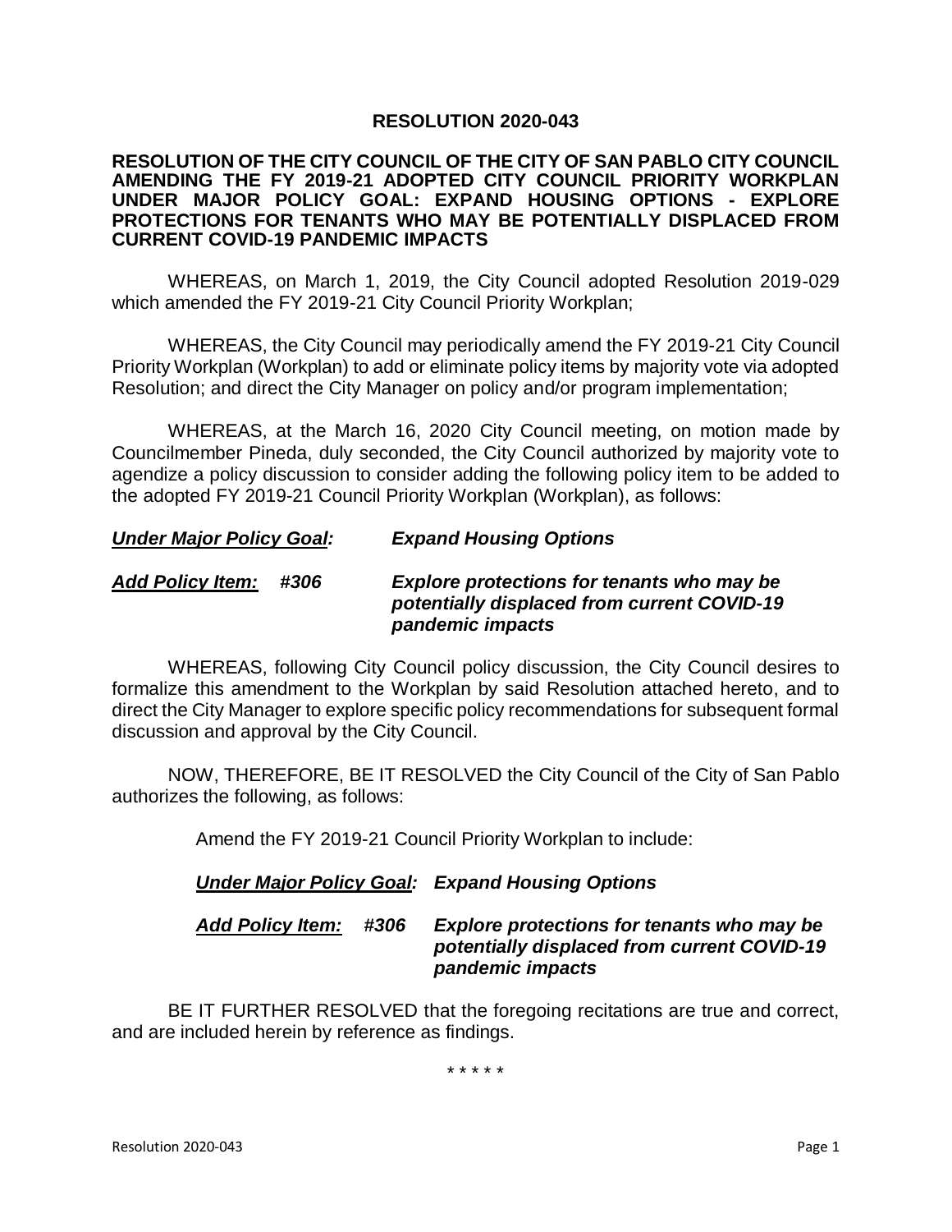# RESOLUTION 2020-043

**RESOLUTION OF THE CITY COUNCIL OF THE CITY OF SAN PABLO CITY COUNCIL AMENDING THE FY 2019-21 ADOPTED CITY COUNCIL PRIORITY WORKPLAN UNDER MAJOR POLICY GOAL: EXPAND HOUSING OPTIONS - EXPLORE PROTECTIONS FOR TENANTS WHO MAY BE POTENTIALLY DISPLACED FROM CURRENT COVID-19 PANDEMIC IMPACTS**

WHEREAS, on March 1, 2019, the City Council adopted Resolution 2019-029 which amended the FY 2019-21 City Council Priority Workplan;

WHEREAS, the City Council may periodically amend the FY 2019-21 City Council Priority Workplan (Workplan) to add or eliminate policy items by majority vote via adopted Resolution; and direct the City Manager on policy and/or program implementation;

WHEREAS, at the March 16, 2020 City Council meeting, on motion made by Councilmember Pineda, duly seconded, the City Council authorized by majority vote to agendize a policy discussion to consider adding the following policy item to be added to the adopted FY 2019-21 Council Priority Workplan (Workplan), as follows:

***Under Major Policy Goal:*** ***Expand Housing Options***

***Add Policy Item: #306*** ***Explore protections for tenants who may be potentially displaced from current COVID-19 pandemic impacts***

WHEREAS, following City Council policy discussion, the City Council desires to formalize this amendment to the Workplan by said Resolution attached hereto, and to direct the City Manager to explore specific policy recommendations for subsequent formal discussion and approval by the City Council.

NOW, THEREFORE, BE IT RESOLVED the City Council of the City of San Pablo authorizes the following, as follows:

Amend the FY 2019-21 Council Priority Workplan to include:

***Under Major Policy Goal:*** ***Expand Housing Options***

***Add Policy Item: #306*** ***Explore protections for tenants who may be potentially displaced from current COVID-19 pandemic impacts***

BE IT FURTHER RESOLVED that the foregoing recitations are true and correct, and are included herein by reference as findings.

\* \* \* \* \*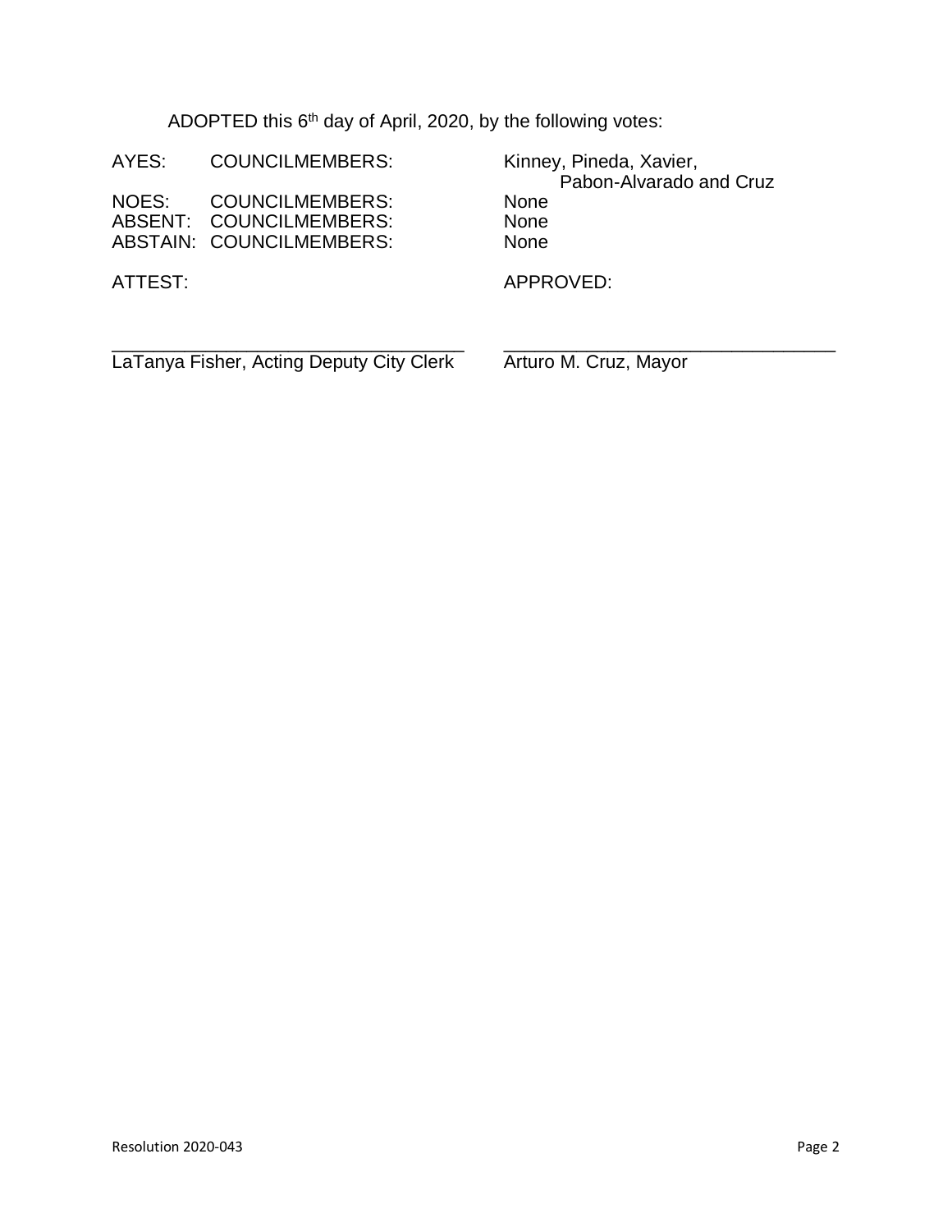ADOPTED this 6th day of April, 2020, by the following votes:

| | | |
|---|---|---|
| AYES: | COUNCILMEMBERS: | Kinney, Pineda, Xavier, Pabon-Alvarado and Cruz |
| NOES: | COUNCILMEMBERS: | None |
| ABSENT: | COUNCILMEMBERS: | None |
| ABSTAIN: | COUNCILMEMBERS: | None |

ATTEST:

\_\_\_\_\_\_\_\_\_\_\_\_\_\_\_\_\_\_\_\_\_\_\_\_\_\_\_\_\_\_\_\_\_\_

LaTanya Fisher, Acting Deputy City Clerk

APPROVED:

\_\_\_\_\_\_\_\_\_\_\_\_\_\_\_\_\_\_\_\_\_\_\_\_\_\_\_\_\_\_\_\_\_\_

Arturo M. Cruz, Mayor

Resolution 2020-043